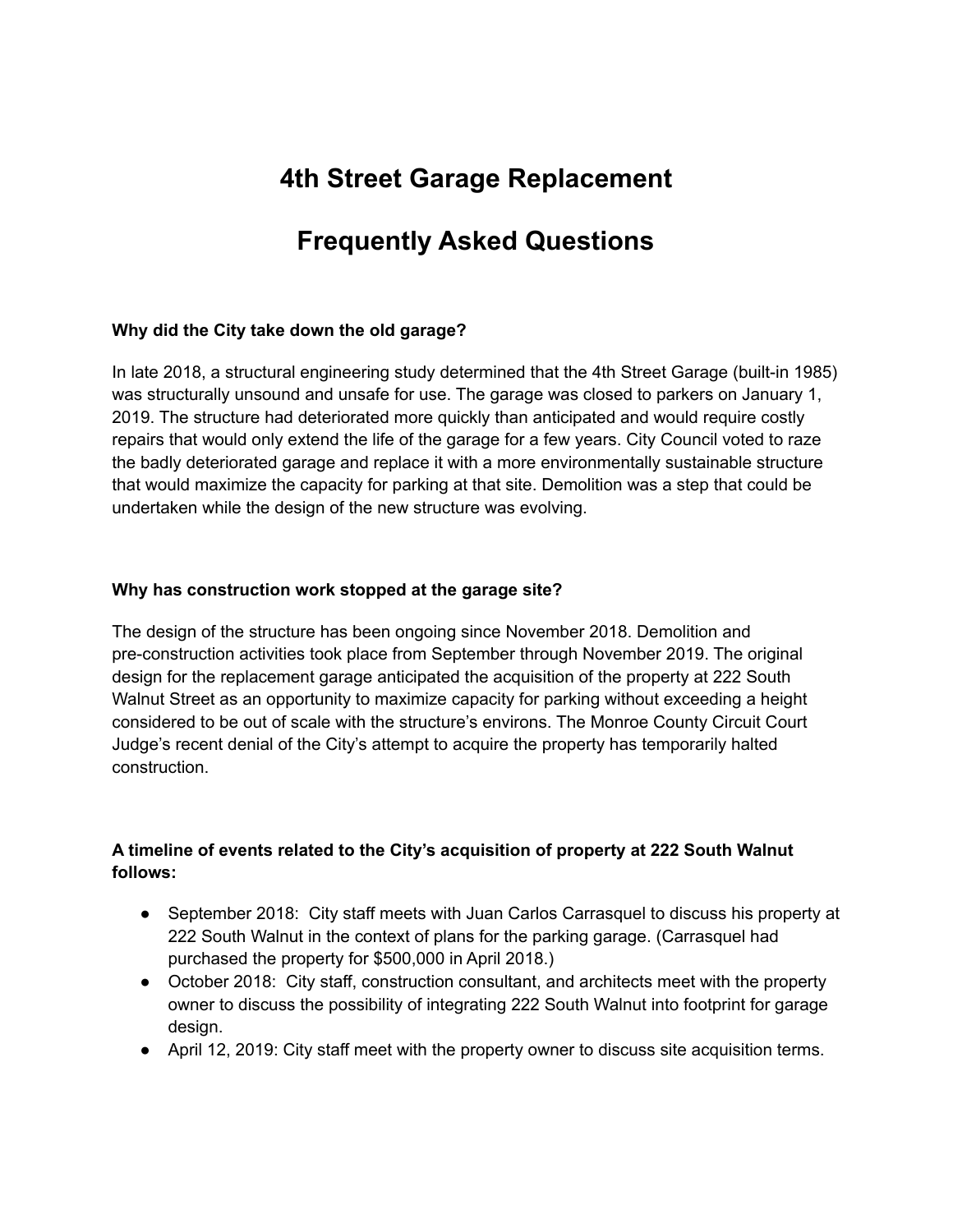# 4th Street Garage Replacement

# Frequently Asked Questions

**Why did the City take down the old garage?**

In late 2018, a structural engineering study determined that the 4th Street Garage (built-in 1985) was structurally unsound and unsafe for use. The garage was closed to parkers on January 1, 2019. The structure had deteriorated more quickly than anticipated and would require costly repairs that would only extend the life of the garage for a few years. City Council voted to raze the badly deteriorated garage and replace it with a more environmentally sustainable structure that would maximize the capacity for parking at that site. Demolition was a step that could be undertaken while the design of the new structure was evolving.

**Why has construction work stopped at the garage site?**

The design of the structure has been ongoing since November 2018. Demolition and pre-construction activities took place from September through November 2019. The original design for the replacement garage anticipated the acquisition of the property at 222 South Walnut Street as an opportunity to maximize capacity for parking without exceeding a height considered to be out of scale with the structure's environs. The Monroe County Circuit Court Judge's recent denial of the City's attempt to acquire the property has temporarily halted construction.

**A timeline of events related to the City's acquisition of property at 222 South Walnut follows:**

- September 2018: City staff meets with Juan Carlos Carrasquel to discuss his property at 222 South Walnut in the context of plans for the parking garage. (Carrasquel had purchased the property for $500,000 in April 2018.)
- October 2018: City staff, construction consultant, and architects meet with the property owner to discuss the possibility of integrating 222 South Walnut into footprint for garage design.
- April 12, 2019: City staff meet with the property owner to discuss site acquisition terms.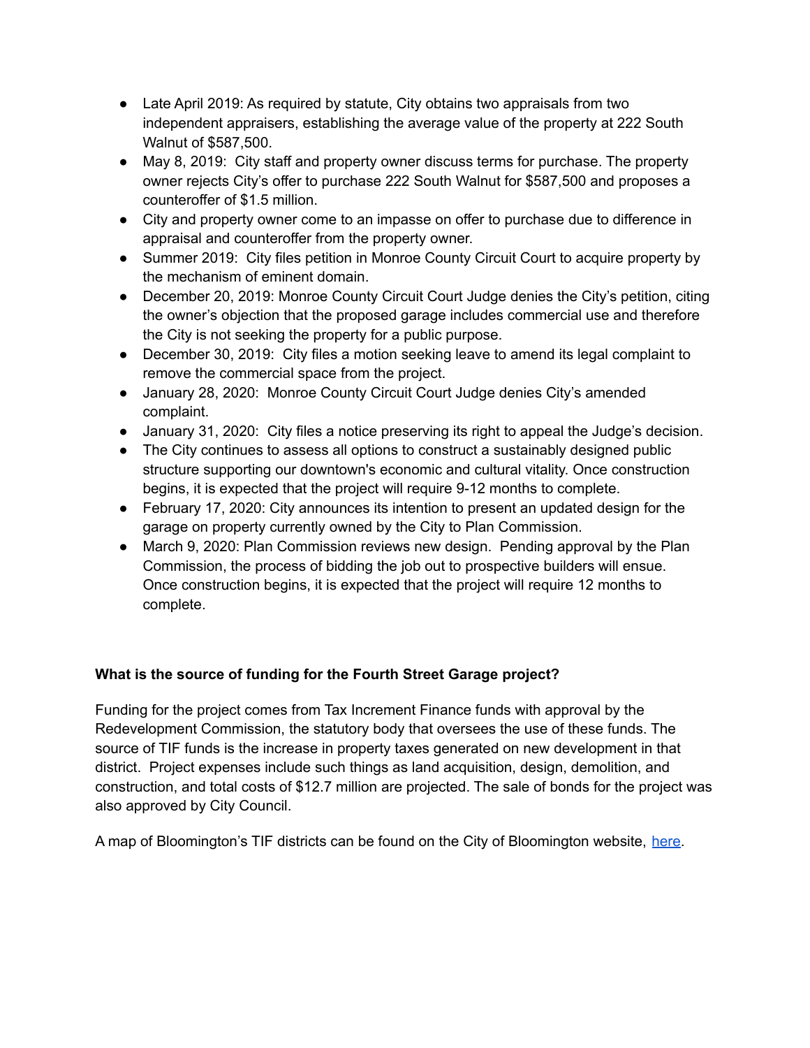- Late April 2019: As required by statute, City obtains two appraisals from two independent appraisers, establishing the average value of the property at 222 South Walnut of $587,500.
- May 8, 2019: City staff and property owner discuss terms for purchase. The property owner rejects City's offer to purchase 222 South Walnut for $587,500 and proposes a counteroffer of $1.5 million.
- City and property owner come to an impasse on offer to purchase due to difference in appraisal and counteroffer from the property owner.
- Summer 2019: City files petition in Monroe County Circuit Court to acquire property by the mechanism of eminent domain.
- December 20, 2019: Monroe County Circuit Court Judge denies the City's petition, citing the owner's objection that the proposed garage includes commercial use and therefore the City is not seeking the property for a public purpose.
- December 30, 2019: City files a motion seeking leave to amend its legal complaint to remove the commercial space from the project.
- January 28, 2020: Monroe County Circuit Court Judge denies City's amended complaint.
- January 31, 2020: City files a notice preserving its right to appeal the Judge's decision.
- The City continues to assess all options to construct a sustainably designed public structure supporting our downtown's economic and cultural vitality. Once construction begins, it is expected that the project will require 9-12 months to complete.
- February 17, 2020: City announces its intention to present an updated design for the garage on property currently owned by the City to Plan Commission.
- March 9, 2020: Plan Commission reviews new design. Pending approval by the Plan Commission, the process of bidding the job out to prospective builders will ensue. Once construction begins, it is expected that the project will require 12 months to complete.

**What is the source of funding for the Fourth Street Garage project?**

Funding for the project comes from Tax Increment Finance funds with approval by the Redevelopment Commission, the statutory body that oversees the use of these funds. The source of TIF funds is the increase in property taxes generated on new development in that district. Project expenses include such things as land acquisition, design, demolition, and construction, and total costs of $12.7 million are projected. The sale of bonds for the project was also approved by City Council.

A map of Bloomington's TIF districts can be found on the City of Bloomington website, here.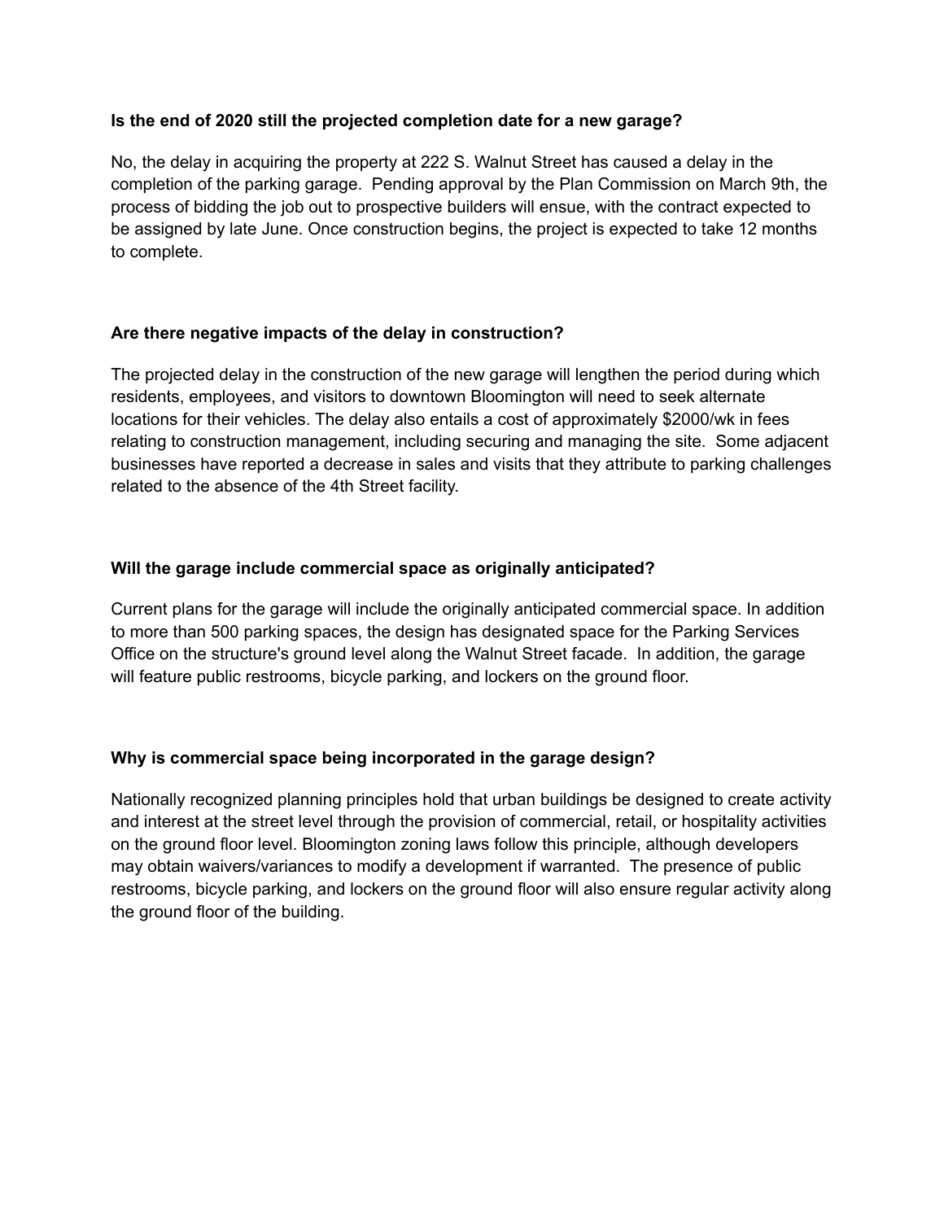**Is the end of 2020 still the projected completion date for a new garage?**

No, the delay in acquiring the property at 222 S. Walnut Street has caused a delay in the completion of the parking garage. Pending approval by the Plan Commission on March 9th, the process of bidding the job out to prospective builders will ensue, with the contract expected to be assigned by late June. Once construction begins, the project is expected to take 12 months to complete.

**Are there negative impacts of the delay in construction?**

The projected delay in the construction of the new garage will lengthen the period during which residents, employees, and visitors to downtown Bloomington will need to seek alternate locations for their vehicles. The delay also entails a cost of approximately $2000/wk in fees relating to construction management, including securing and managing the site. Some adjacent businesses have reported a decrease in sales and visits that they attribute to parking challenges related to the absence of the 4th Street facility.

**Will the garage include commercial space as originally anticipated?**

Current plans for the garage will include the originally anticipated commercial space. In addition to more than 500 parking spaces, the design has designated space for the Parking Services Office on the structure's ground level along the Walnut Street facade. In addition, the garage will feature public restrooms, bicycle parking, and lockers on the ground floor.

**Why is commercial space being incorporated in the garage design?**

Nationally recognized planning principles hold that urban buildings be designed to create activity and interest at the street level through the provision of commercial, retail, or hospitality activities on the ground floor level. Bloomington zoning laws follow this principle, although developers may obtain waivers/variances to modify a development if warranted. The presence of public restrooms, bicycle parking, and lockers on the ground floor will also ensure regular activity along the ground floor of the building.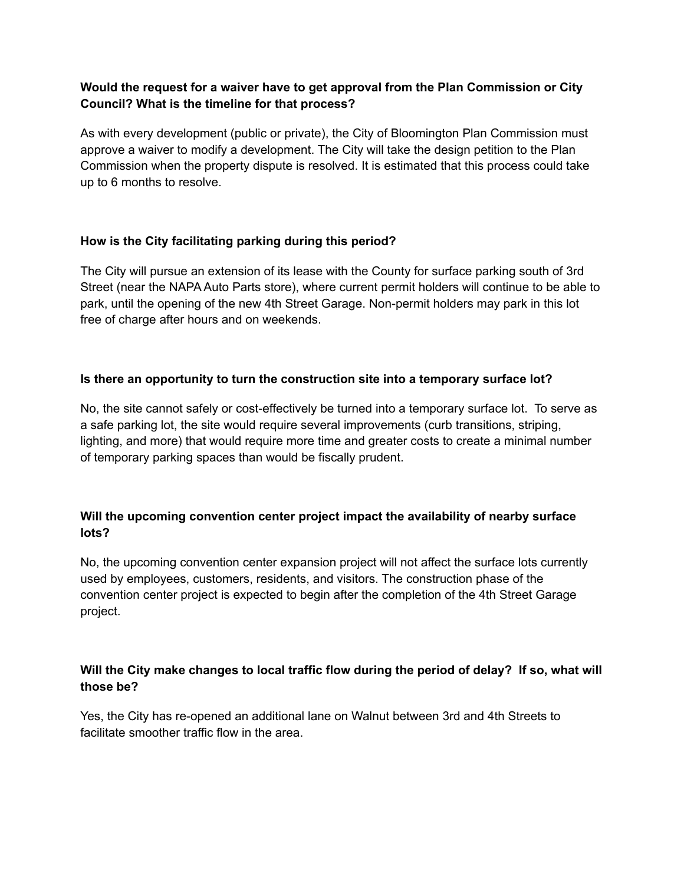**Would the request for a waiver have to get approval from the Plan Commission or City Council? What is the timeline for that process?**

As with every development (public or private), the City of Bloomington Plan Commission must approve a waiver to modify a development. The City will take the design petition to the Plan Commission when the property dispute is resolved. It is estimated that this process could take up to 6 months to resolve.

**How is the City facilitating parking during this period?**

The City will pursue an extension of its lease with the County for surface parking south of 3rd Street (near the NAPA Auto Parts store), where current permit holders will continue to be able to park, until the opening of the new 4th Street Garage. Non-permit holders may park in this lot free of charge after hours and on weekends.

**Is there an opportunity to turn the construction site into a temporary surface lot?**

No, the site cannot safely or cost-effectively be turned into a temporary surface lot. To serve as a safe parking lot, the site would require several improvements (curb transitions, striping, lighting, and more) that would require more time and greater costs to create a minimal number of temporary parking spaces than would be fiscally prudent.

**Will the upcoming convention center project impact the availability of nearby surface lots?**

No, the upcoming convention center expansion project will not affect the surface lots currently used by employees, customers, residents, and visitors. The construction phase of the convention center project is expected to begin after the completion of the 4th Street Garage project.

**Will the City make changes to local traffic flow during the period of delay? If so, what will those be?**

Yes, the City has re-opened an additional lane on Walnut between 3rd and 4th Streets to facilitate smoother traffic flow in the area.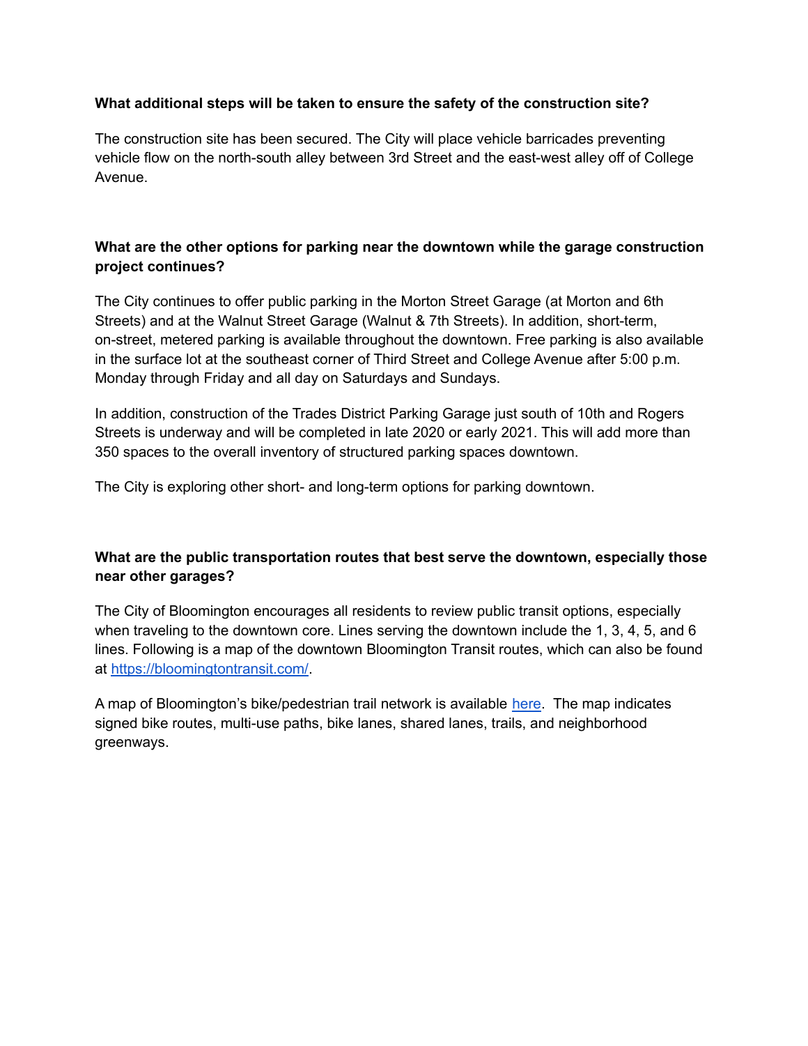**What additional steps will be taken to ensure the safety of the construction site?**

The construction site has been secured. The City will place vehicle barricades preventing vehicle flow on the north-south alley between 3rd Street and the east-west alley off of College Avenue.

**What are the other options for parking near the downtown while the garage construction project continues?**

The City continues to offer public parking in the Morton Street Garage (at Morton and 6th Streets) and at the Walnut Street Garage (Walnut & 7th Streets). In addition, short-term, on-street, metered parking is available throughout the downtown. Free parking is also available in the surface lot at the southeast corner of Third Street and College Avenue after 5:00 p.m. Monday through Friday and all day on Saturdays and Sundays.

In addition, construction of the Trades District Parking Garage just south of 10th and Rogers Streets is underway and will be completed in late 2020 or early 2021. This will add more than 350 spaces to the overall inventory of structured parking spaces downtown.

The City is exploring other short- and long-term options for parking downtown.

**What are the public transportation routes that best serve the downtown, especially those near other garages?**

The City of Bloomington encourages all residents to review public transit options, especially when traveling to the downtown core. Lines serving the downtown include the 1, 3, 4, 5, and 6 lines. Following is a map of the downtown Bloomington Transit routes, which can also be found at [https://bloomingtontransit.com/](https://bloomingtontransit.com/).

A map of Bloomington's bike/pedestrian trail network is available [here](). The map indicates signed bike routes, multi-use paths, bike lanes, shared lanes, trails, and neighborhood greenways.